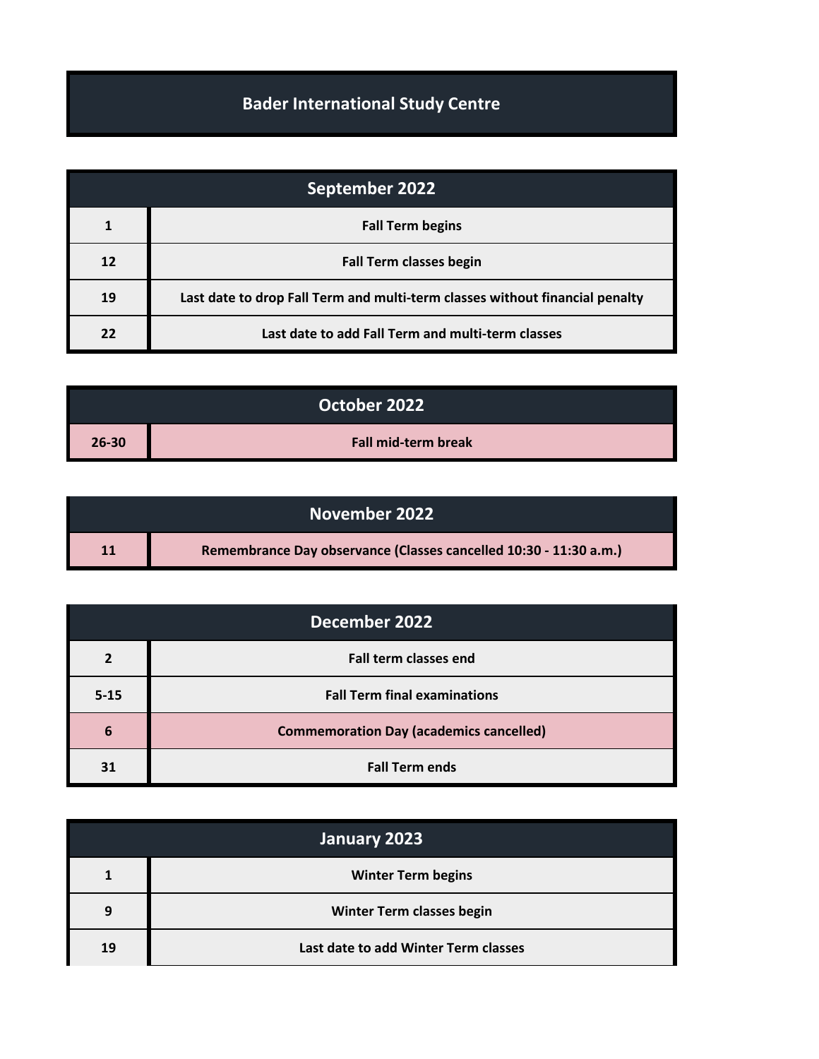# Bader International Study Centre

| September 2022 | |
|---|---|
| 1 | Fall Term begins |
| 12 | Fall Term classes begin |
| 19 | Last date to drop Fall Term and multi-term classes without financial penalty |
| 22 | Last date to add Fall Term and multi-term classes |

| October 2022 | |
|---|---|
| 26-30 | Fall mid-term break |

| November 2022 | |
|---|---|
| 11 | Remembrance Day observance (Classes cancelled 10:30 - 11:30 a.m.) |

| December 2022 | |
|---|---|
| 2 | Fall term classes end |
| 5-15 | Fall Term final examinations |
| 6 | Commemoration Day (academics cancelled) |
| 31 | Fall Term ends |

| January 2023 | |
|---|---|
| 1 | Winter Term begins |
| 9 | Winter Term classes begin |
| 19 | Last date to add Winter Term classes |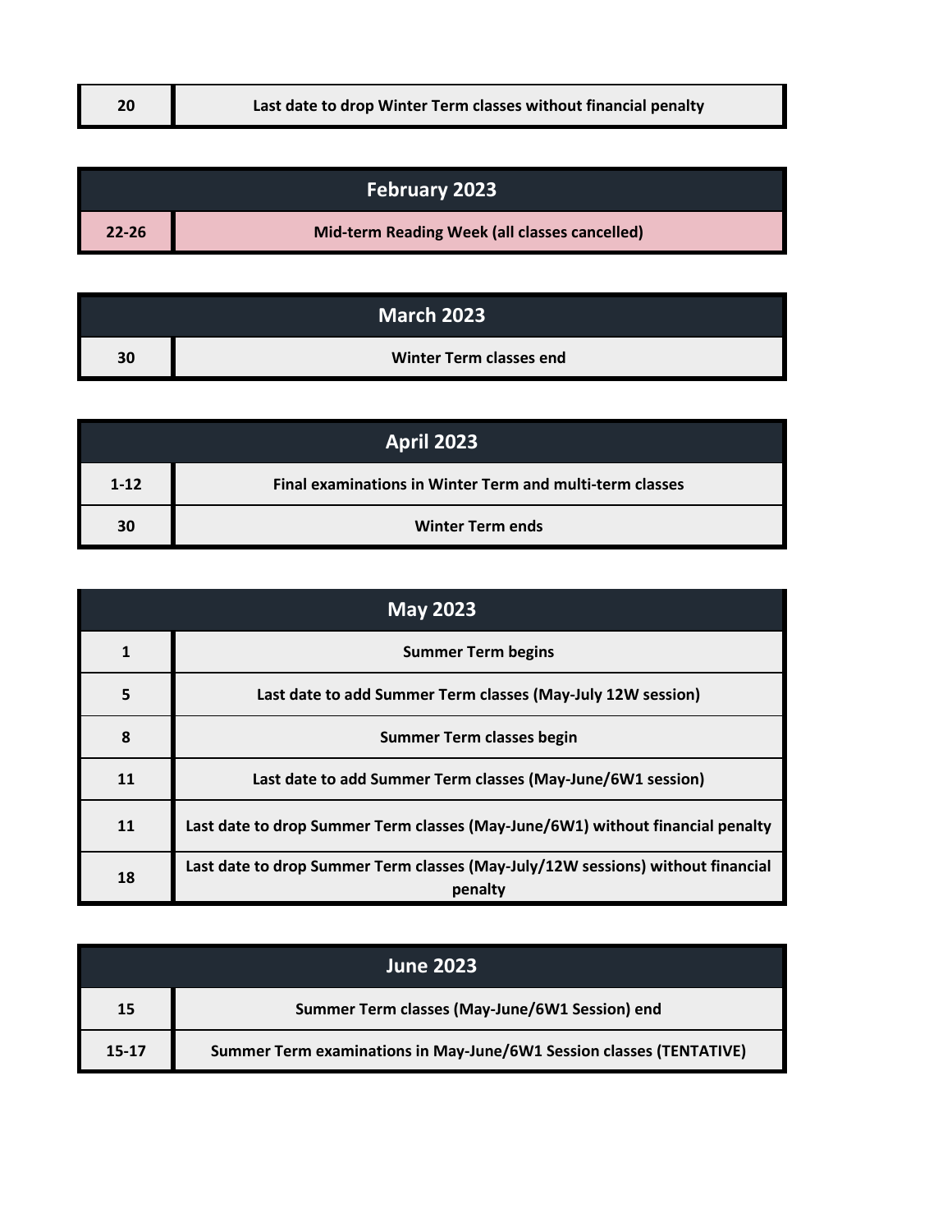| | |
|---|---|
| 20 | Last date to drop Winter Term classes without financial penalty |

| February 2023 | |
|---|---|
| 22-26 | Mid-term Reading Week (all classes cancelled) |

| March 2023 | |
|---|---|
| 30 | Winter Term classes end |

| April 2023 | |
|---|---|
| 1-12 | Final examinations in Winter Term and multi-term classes |
| 30 | Winter Term ends |

| May 2023 | |
|---|---|
| 1 | Summer Term begins |
| 5 | Last date to add Summer Term classes (May-July 12W session) |
| 8 | Summer Term classes begin |
| 11 | Last date to add Summer Term classes (May-June/6W1 session) |
| 11 | Last date to drop Summer Term classes (May-June/6W1) without financial penalty |
| 18 | Last date to drop Summer Term classes (May-July/12W sessions) without financial penalty |

| June 2023 | |
|---|---|
| 15 | Summer Term classes (May-June/6W1 Session) end |
| 15-17 | Summer Term examinations in May-June/6W1 Session classes (TENTATIVE) |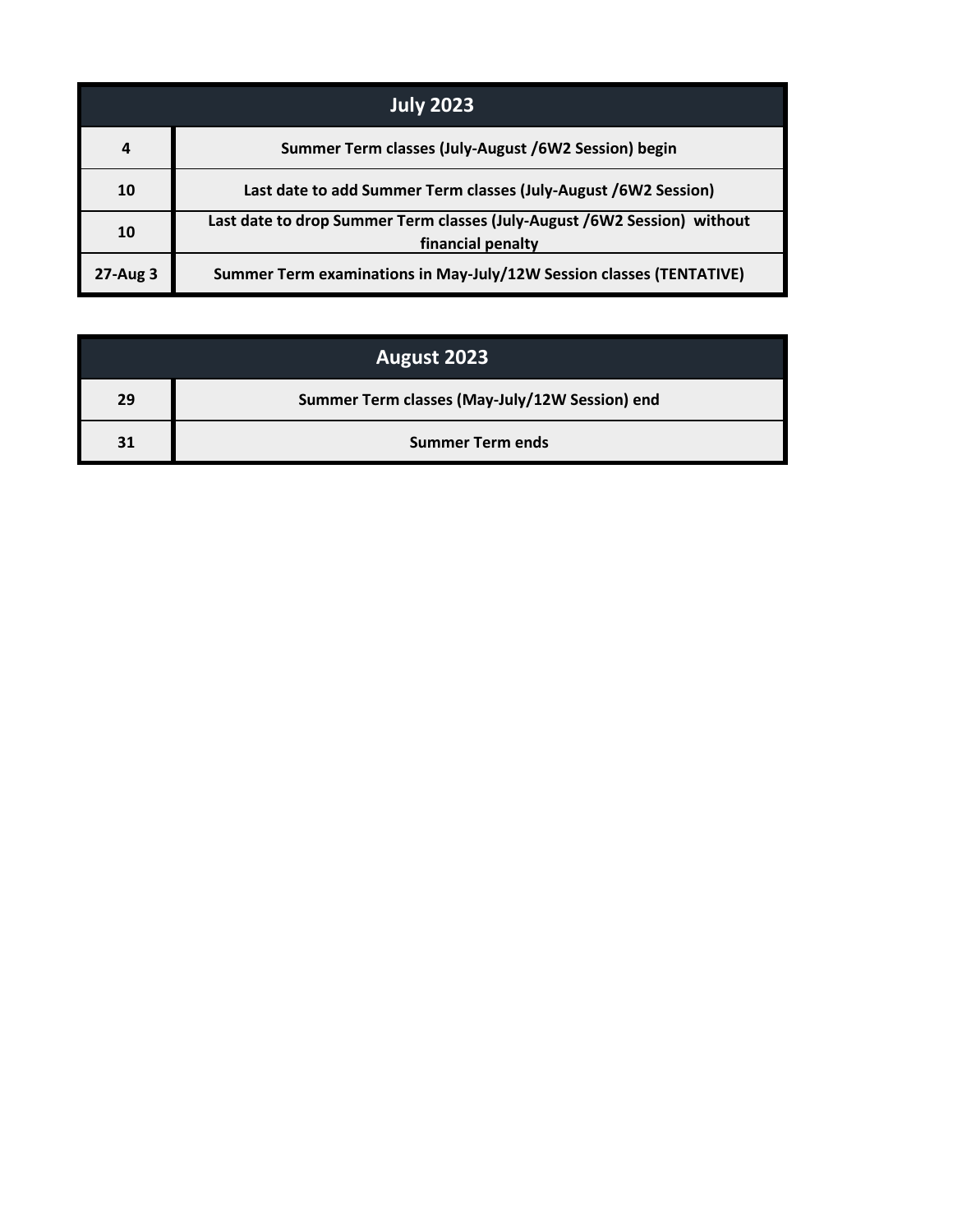| July 2023 | |
|---|---|
| 4 | Summer Term classes (July-August /6W2 Session) begin |
| 10 | Last date to add Summer Term classes (July-August /6W2 Session) |
| 10 | Last date to drop Summer Term classes (July-August /6W2 Session) without financial penalty |
| 27-Aug 3 | Summer Term examinations in May-July/12W Session classes (TENTATIVE) |

| August 2023 | |
|---|---|
| 29 | Summer Term classes (May-July/12W Session) end |
| 31 | Summer Term ends |